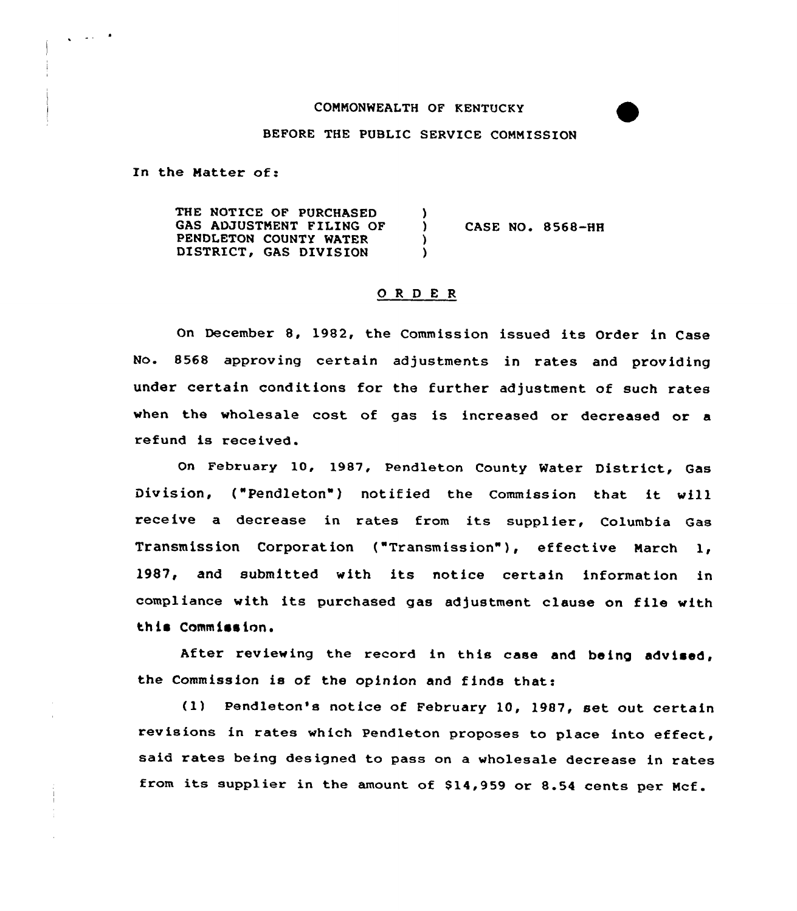COMMONWEALTH OF KENTUCKY

BEFORE THE PUBLIC SERVICE COMMISSION

In the Matter of:

THE NOTICE OF PURCHASED GAS ADJUSTMENT FILING OF PENDLETON COUNTY WATER DISTRICT, GAS DIVISION ) CASE NO. 8568-HH

## O R D E R

On December 8, 1982, the Commission issued its Order in Case No. 8568 approving certain adjustments in rates and providing under certain conditions for the further adjustment of such rates when the wholesale cost of gas is increased or decreased or a refund is received.

On February 10, 1987, Pendleton County Water District, Gas Division, ("Pendleton") notified the Commission that it will receive a decrease in rates from its supplier, Columbia Gas Transmission Corporation ("Transmission"), effective March 1, 1987, and submitted with its notice certain information in compliance with its purchased gas adjustment clause on file with this Commission.

After reviewing the record in this case and being advised, the Commission is of the opinion and finds that:

(1) Pendleton's notice of February 10, 1987, set out certain revisions in rates which Pendleton proposes to place into effect, said rates being designed to pass on a wholesale decrease in rates from its supplier in the amount of $14,959 or 8.54 cents per Mcf.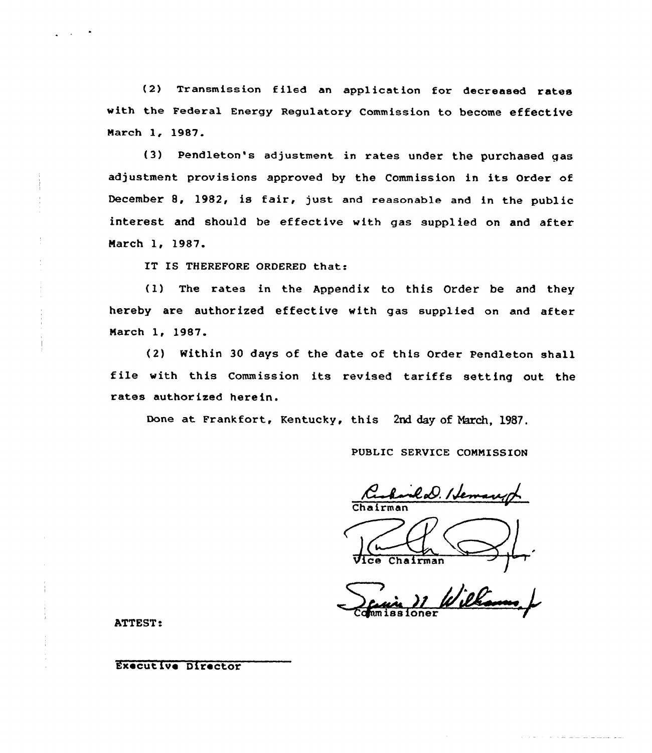(2) Transmission filed an application for decreased rates with the Federal Energy Regulatory Commission to become effective March 1, 1987.

(3) Pendleton's adjustment in rates under the purchased gas adjustment provisions approved by the Commission in its Order of December 8, 1982, is fair, just and reasonable and in the public interest and should be effective with gas supplied on and after March 1, 1987.

IT IS THEREFORE ORDERED that:

(1) The rates in the Appendix to this Order be and they hereby are authorized effective with gas supplied on and after March 1, 1987.

(2) Within 30 days of the date of this Order Pendleton shall file with this Commission its revised tariffs setting out the rates authorized herein.

Done at Frankfort, Kentucky, this 2nd day of March, 1987.

PUBLIC SERVICE COMMISSION

Richard D. Heman, Jr.
Chairman

Vice Chairman

Commissioner

ATTEST:

Executive Director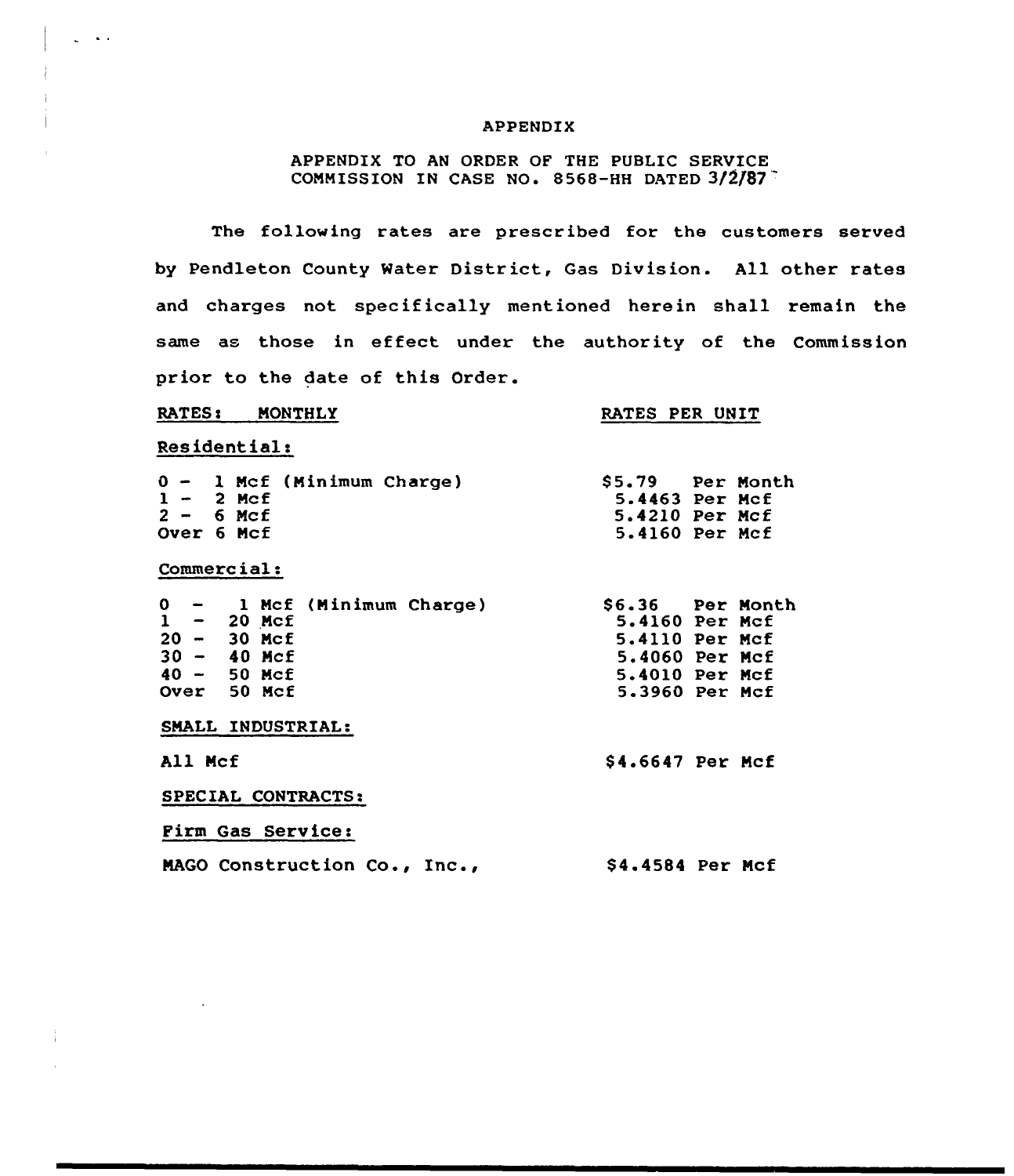# APPENDIX

APPENDIX TO AN ORDER OF THE PUBLIC SERVICE COMMISSION IN CASE NO. 8568-HH DATED 3/2/87

The following rates are prescribed for the customers served by Pendleton County Water District, Gas Division. All other rates and charges not specifically mentioned herein shall remain the same as those in effect under the authority of the Commission prior to the date of this Order.

| RATES: MONTHLY | RATES PER UNIT |
|---|---|
| **Residential:** | |
| 0 - 1 Mcf (Minimum Charge) | $5.79 Per Month |
| 1 - 2 Mcf | 5.4463 Per Mcf |
| 2 - 6 Mcf | 5.4210 Per Mcf |
| Over 6 Mcf | 5.4160 Per Mcf |
| **Commercial:** | |
| 0 - 1 Mcf (Minimum Charge) | $6.36 Per Month |
| 1 - 20 Mcf | 5.4160 Per Mcf |
| 20 - 30 Mcf | 5.4110 Per Mcf |
| 30 - 40 Mcf | 5.4060 Per Mcf |
| 40 - 50 Mcf | 5.4010 Per Mcf |
| Over 50 Mcf | 5.3960 Per Mcf |
| **SMALL INDUSTRIAL:** | |
| All Mcf | $4.6647 Per Mcf |
| **SPECIAL CONTRACTS:** | |
| **Firm Gas Service:** | |
| MAGO Construction Co., Inc., | $4.4584 Per Mcf |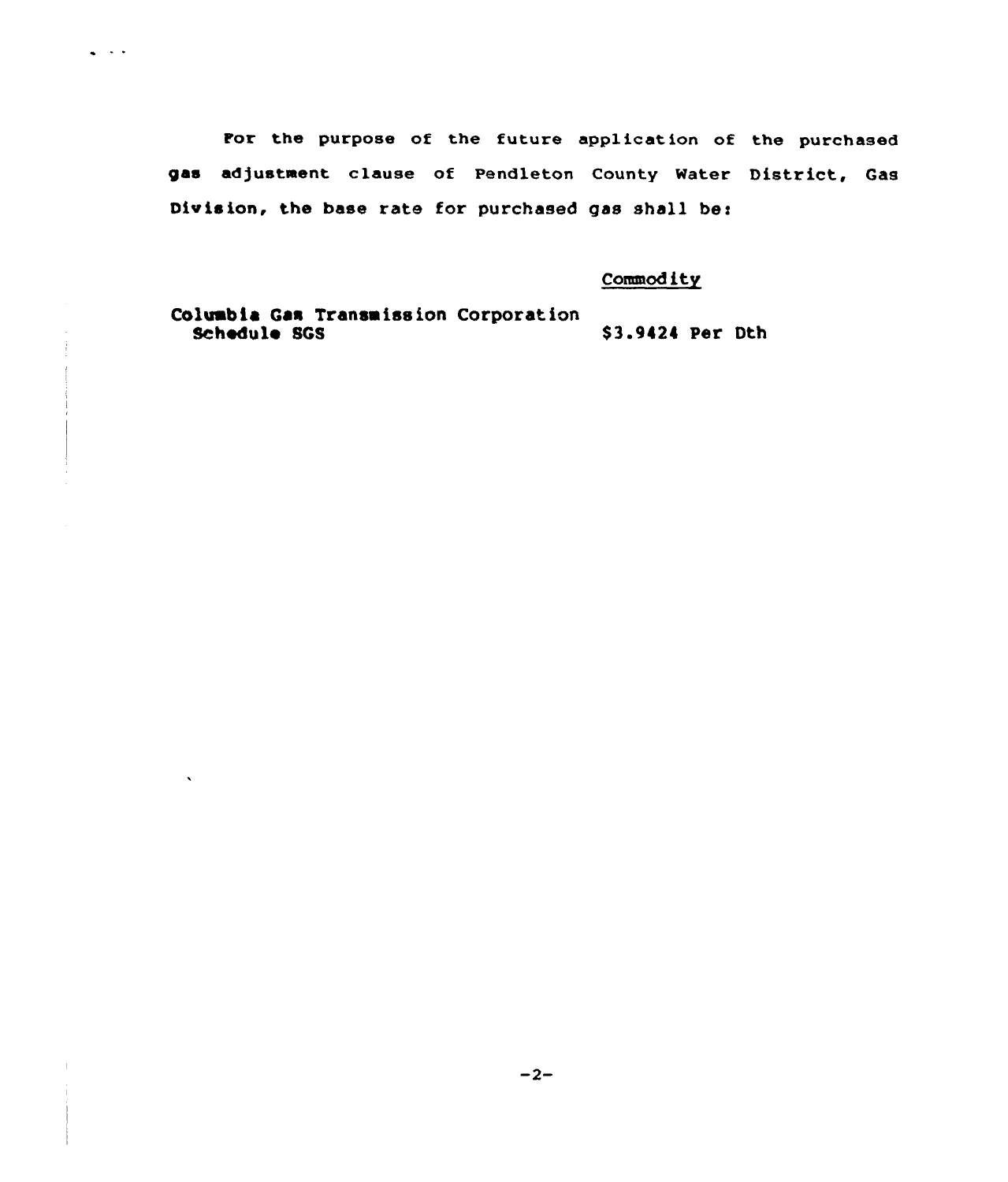For the purpose of the future application of the purchased gas adjustment clause of Pendleton County Water District, Gas Division, the base rate for purchased gas shall be:

| | Commodity |
|---|---|
| Columbia Gas Transmission Corporation Schedule SGS | $3.9424 Per Dth |